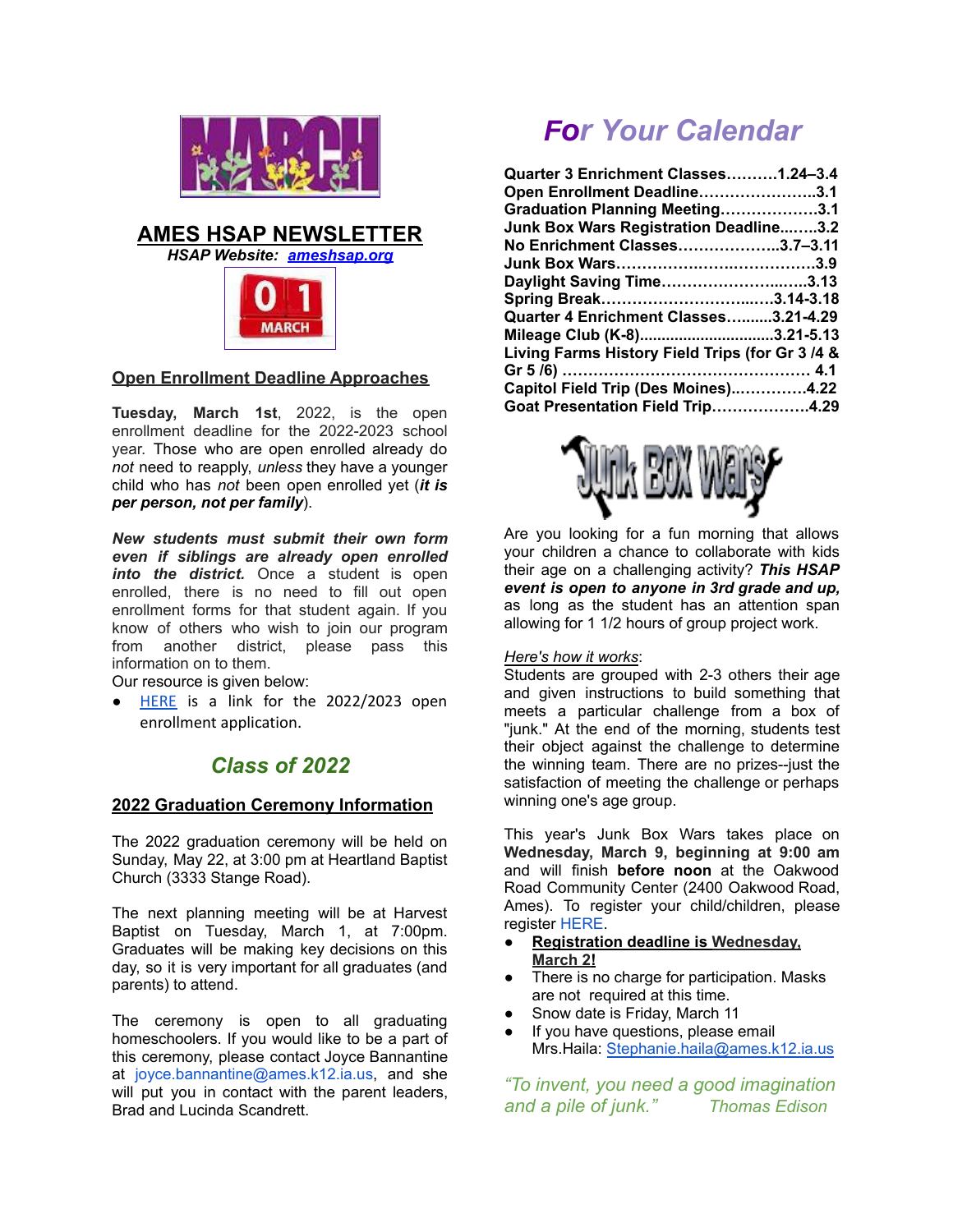# AMES HSAP NEWSLETTER

***HSAP Website: [ameshsap.org](ameshsap.org)***

## Open Enrollment Deadline Approaches

**Tuesday, March 1st**, 2022, is the open enrollment deadline for the 2022-2023 school year. Those who are open enrolled already do *not* need to reapply, *unless* they have a younger child who has *not* been open enrolled yet (***it is per person, not per family***).

***New students must submit their own form even if siblings are already open enrolled into the district.*** Once a student is open enrolled, there is no need to fill out open enrollment forms for that student again. If you know of others who wish to join our program from another district, please pass this information on to them.

Our resource is given below:

- HERE is a link for the 2022/2023 open enrollment application.

## *Class of 2022*

### 2022 Graduation Ceremony Information

The 2022 graduation ceremony will be held on Sunday, May 22, at 3:00 pm at Heartland Baptist Church (3333 Stange Road).

The next planning meeting will be at Harvest Baptist on Tuesday, March 1, at 7:00pm. Graduates will be making key decisions on this day, so it is very important for all graduates (and parents) to attend.

The ceremony is open to all graduating homeschoolers. If you would like to be a part of this ceremony, please contact Joyce Bannantine at joyce.bannantine@ames.k12.ia.us, and she will put you in contact with the parent leaders, Brad and Lucinda Scandrett.

## *For Your Calendar*

**Quarter 3 Enrichment Classes……….1.24–3.4**
**Open Enrollment Deadline…………………..3.1**
**Graduation Planning Meeting……………….3.1**
**Junk Box Wars Registration Deadline..…..3.2**
**No Enrichment Classes………………..3.7–3.11**
**Junk Box Wars…………………..…..…………3.9**
**Daylight Saving Time……………………..…..3.13**
**Spring Break………………………..….3.14-3.18**
**Quarter 4 Enrichment Classes….......3.21-4.29**
**Mileage Club (K-8)...............................3.21-5.13**
**Living Farms History Field Trips (for Gr 3 /4 & Gr 5 /6) …………………………………………… 4.1**
**Capitol Field Trip (Des Moines)..…………4.22**
**Goat Presentation Field Trip………………4.29**

## Junk Box Wars

Are you looking for a fun morning that allows your children a chance to collaborate with kids their age on a challenging activity? ***This HSAP event is open to anyone in 3rd grade and up,*** as long as the student has an attention span allowing for 1 1/2 hours of group project work.

*Here's how it works*:
Students are grouped with 2-3 others their age and given instructions to build something that meets a particular challenge from a box of "junk." At the end of the morning, students test their object against the challenge to determine the winning team. There are no prizes--just the satisfaction of meeting the challenge or perhaps winning one's age group.

This year's Junk Box Wars takes place on **Wednesday, March 9, beginning at 9:00 am** and will finish **before noon** at the Oakwood Road Community Center (2400 Oakwood Road, Ames). To register your child/children, please register HERE.

- **Registration deadline is Wednesday, March 2!**
- There is no charge for participation. Masks are not required at this time.
- Snow date is Friday, March 11
- If you have questions, please email Mrs.Haila: Stephanie.haila@ames.k12.ia.us

*"To invent, you need a good imagination and a pile of junk."* — *Thomas Edison*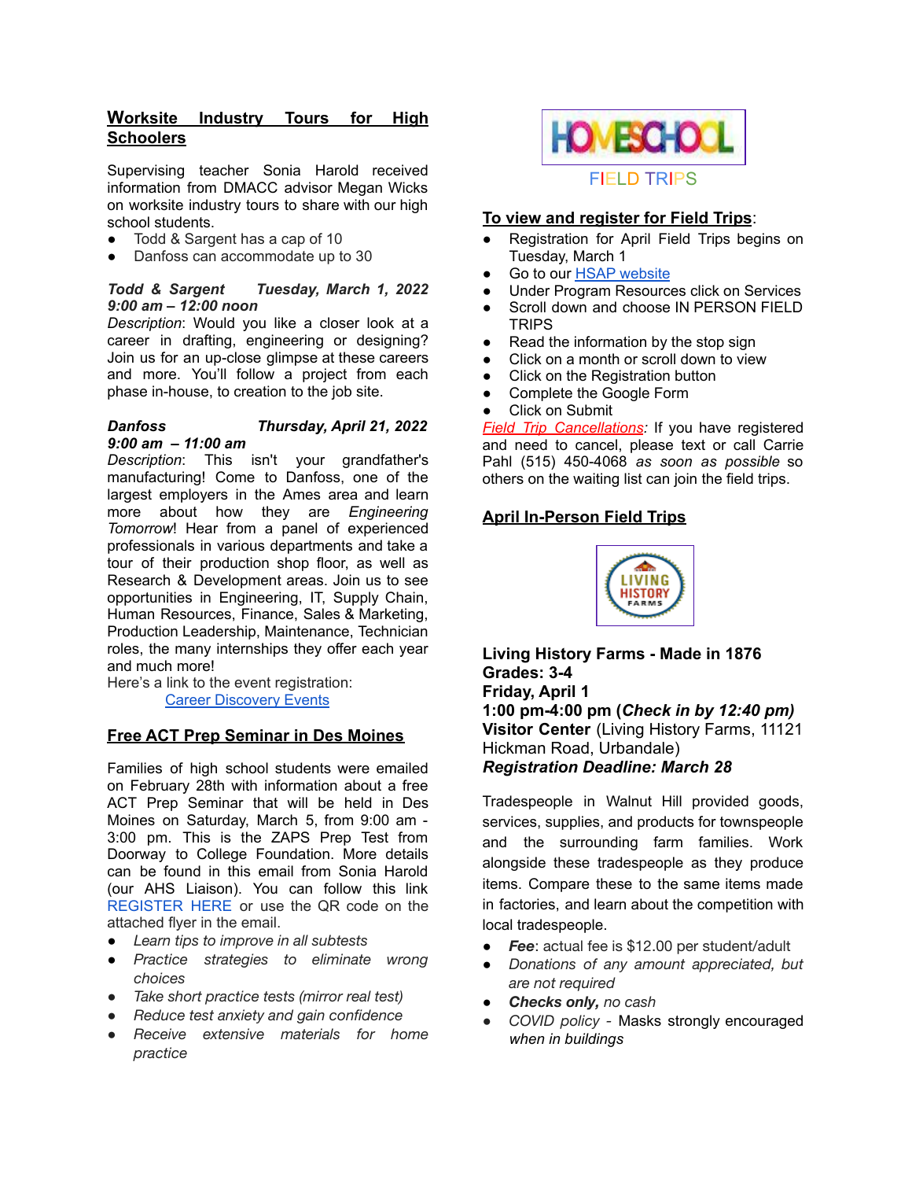## Worksite Industry Tours for High Schoolers

Supervising teacher Sonia Harold received information from DMACC advisor Megan Wicks on worksite industry tours to share with our high school students.

- Todd & Sargent has a cap of 10
- Danfoss can accommodate up to 30

***Todd & Sargent Tuesday, March 1, 2022***
***9:00 am – 12:00 noon***
*Description*: Would you like a closer look at a career in drafting, engineering or designing? Join us for an up-close glimpse at these careers and more. You'll follow a project from each phase in-house, to creation to the job site.

***Danfoss Thursday, April 21, 2022***
***9:00 am – 11:00 am***
*Description*: This isn't your grandfather's manufacturing! Come to Danfoss, one of the largest employers in the Ames area and learn more about how they are *Engineering Tomorrow*! Hear from a panel of experienced professionals in various departments and take a tour of their production shop floor, as well as Research & Development areas. Join us to see opportunities in Engineering, IT, Supply Chain, Human Resources, Finance, Sales & Marketing, Production Leadership, Maintenance, Technician roles, the many internships they offer each year and much more!
Here's a link to the event registration:
Career Discovery Events

## Free ACT Prep Seminar in Des Moines

Families of high school students were emailed on February 28th with information about a free ACT Prep Seminar that will be held in Des Moines on Saturday, March 5, from 9:00 am - 3:00 pm. This is the ZAPS Prep Test from Doorway to College Foundation. More details can be found in this email from Sonia Harold (our AHS Liaison). You can follow this link REGISTER HERE or use the QR code on the attached flyer in the email.

- *Learn tips to improve in all subtests*
- *Practice strategies to eliminate wrong choices*
- *Take short practice tests (mirror real test)*
- *Reduce test anxiety and gain confidence*
- *Receive extensive materials for home practice*

HOMESCHOOL FIELD TRIPS

## To view and register for Field Trips:

- Registration for April Field Trips begins on Tuesday, March 1
- Go to our HSAP website
- Under Program Resources click on Services
- Scroll down and choose IN PERSON FIELD TRIPS
- Read the information by the stop sign
- Click on a month or scroll down to view
- Click on the Registration button
- Complete the Google Form
- Click on Submit

*Field Trip Cancellations*: If you have registered and need to cancel, please text or call Carrie Pahl (515) 450-4068 *as soon as possible* so others on the waiting list can join the field trips.

## April In-Person Field Trips

LIVING HISTORY FARMS

**Living History Farms - Made in 1876**
**Grades: 3-4**
**Friday, April 1**
**1:00 pm-4:00 pm (*Check in by 12:40 pm)***
**Visitor Center** (Living History Farms, 11121 Hickman Road, Urbandale)
***Registration Deadline: March 28***

Tradespeople in Walnut Hill provided goods, services, supplies, and products for townspeople and the surrounding farm families. Work alongside these tradespeople as they produce items. Compare these to the same items made in factories, and learn about the competition with local tradespeople.

- ***Fee***: actual fee is $12.00 per student/adult
- *Donations of any amount appreciated, but are not required*
- ***Checks only,*** *no cash*
- *COVID policy* - Masks strongly encouraged *when in buildings*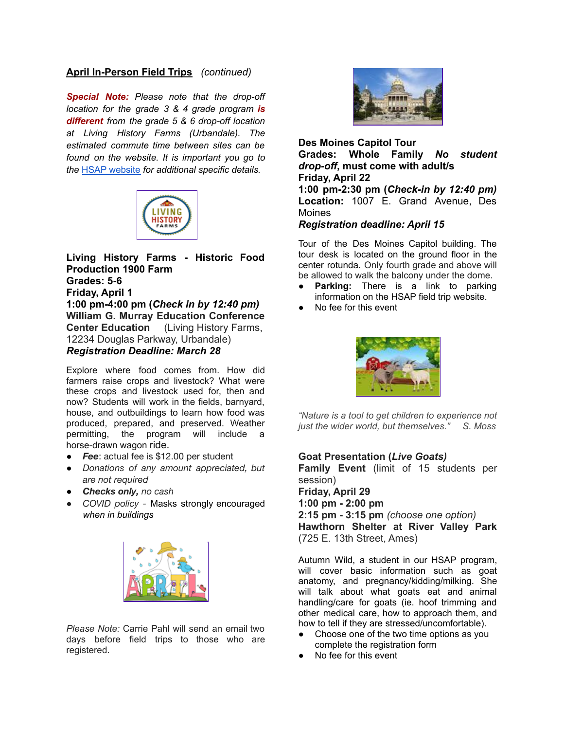## April In-Person Field Trips *(continued)*

***Special Note:*** *Please note that the drop-off location for the grade 3 & 4 grade program* ***is different*** *from the grade 5 & 6 drop-off location at Living History Farms (Urbandale). The estimated commute time between sites can be found on the website. It is important you go to the* [HSAP website]() *for additional specific details.*

**Living History Farms - Historic Food Production 1900 Farm**
**Grades: 5-6**
**Friday, April 1**
**1:00 pm-4:00 pm (*Check in by 12:40 pm*)**
**William G. Murray Education Conference Center Education** (Living History Farms, 12234 Douglas Parkway, Urbandale)
***Registration Deadline: March 28***

Explore where food comes from. How did farmers raise crops and livestock? What were these crops and livestock used for, then and now? Students will work in the fields, barnyard, house, and outbuildings to learn how food was produced, prepared, and preserved. Weather permitting, the program will include a horse-drawn wagon ride.

- ***Fee***: actual fee is $12.00 per student
- *Donations of any amount appreciated, but are not required*
- ***Checks only,*** *no cash*
- *COVID policy -* Masks strongly encouraged *when in buildings*

*Please Note:* Carrie Pahl will send an email two days before field trips to those who are registered.

**Des Moines Capitol Tour**
**Grades: Whole Family *No student drop-off*, must come with adult/s**
**Friday, April 22**
**1:00 pm-2:30 pm (*Check-in by 12:40 pm)***
**Location:** 1007 E. Grand Avenue, Des Moines
***Registration deadline: April 15***

Tour of the Des Moines Capitol building. The tour desk is located on the ground floor in the center rotunda. Only fourth grade and above will be allowed to walk the balcony under the dome.

- **Parking:** There is a link to parking information on the HSAP field trip website.
- No fee for this event

*"Nature is a tool to get children to experience not just the wider world, but themselves."* *S. Moss*

**Goat Presentation (*Live Goats)***
**Family Event** (limit of 15 students per session)
**Friday, April 29**
**1:00 pm - 2:00 pm**
**2:15 pm - 3:15 pm** *(choose one option)*
**Hawthorn Shelter at River Valley Park** (725 E. 13th Street, Ames)

Autumn Wild, a student in our HSAP program, will cover basic information such as goat anatomy, and pregnancy/kidding/milking. She will talk about what goats eat and animal handling/care for goats (ie. hoof trimming and other medical care, how to approach them, and how to tell if they are stressed/uncomfortable).

- Choose one of the two time options as you complete the registration form
- No fee for this event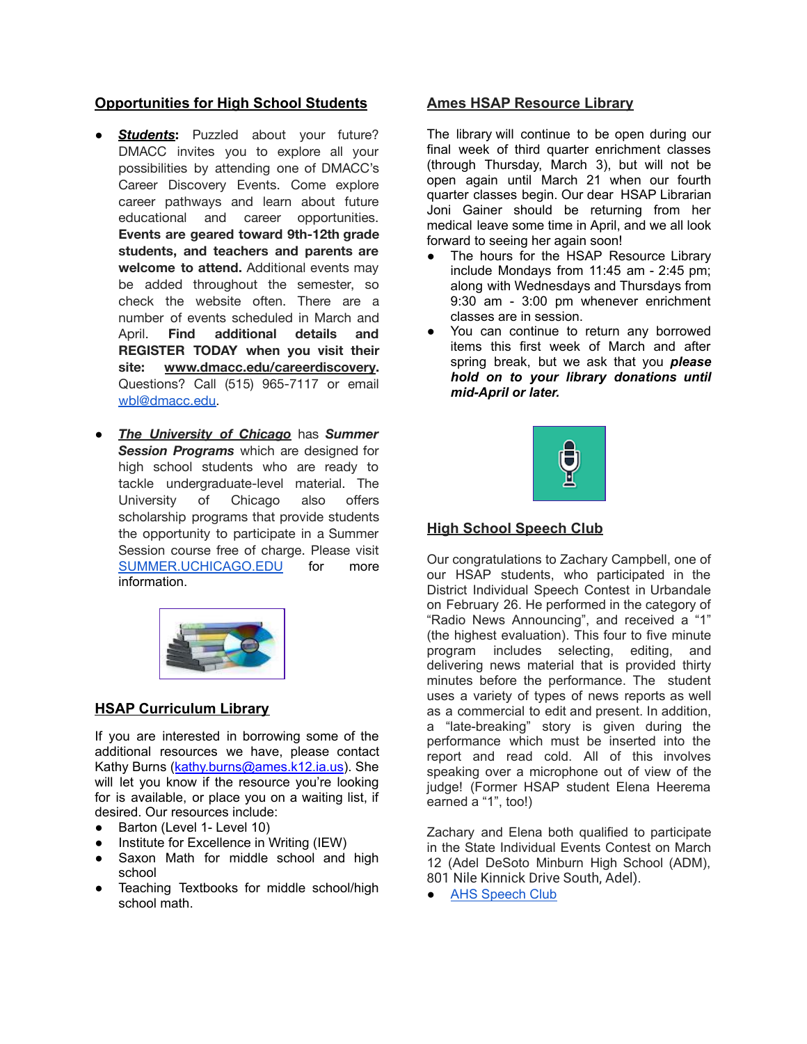## Opportunities for High School Students

- ***Students*****:** Puzzled about your future? DMACC invites you to explore all your possibilities by attending one of DMACC's Career Discovery Events. Come explore career pathways and learn about future educational and career opportunities. **Events are geared toward 9th-12th grade students, and teachers and parents are welcome to attend.** Additional events may be added throughout the semester, so check the website often. There are a number of events scheduled in March and April. **Find additional details and REGISTER TODAY when you visit their site: www.dmacc.edu/careerdiscovery.** Questions? Call (515) 965-7117 or email wbl@dmacc.edu.

- ***The University of Chicago*** has ***Summer Session Programs*** which are designed for high school students who are ready to tackle undergraduate-level material. The University of Chicago also offers scholarship programs that provide students the opportunity to participate in a Summer Session course free of charge. Please visit SUMMER.UCHICAGO.EDU for more information.

## HSAP Curriculum Library

If you are interested in borrowing some of the additional resources we have, please contact Kathy Burns (kathy.burns@ames.k12.ia.us). She will let you know if the resource you're looking for is available, or place you on a waiting list, if desired. Our resources include:

- Barton (Level 1- Level 10)
- Institute for Excellence in Writing (IEW)
- Saxon Math for middle school and high school
- Teaching Textbooks for middle school/high school math.

## Ames HSAP Resource Library

The library will continue to be open during our final week of third quarter enrichment classes (through Thursday, March 3), but will not be open again until March 21 when our fourth quarter classes begin. Our dear HSAP Librarian Joni Gainer should be returning from her medical leave some time in April, and we all look forward to seeing her again soon!

- The hours for the HSAP Resource Library include Mondays from 11:45 am - 2:45 pm; along with Wednesdays and Thursdays from 9:30 am - 3:00 pm whenever enrichment classes are in session.
- You can continue to return any borrowed items this first week of March and after spring break, but we ask that you ***please hold on to your library donations until mid-April or later.***

## High School Speech Club

Our congratulations to Zachary Campbell, one of our HSAP students, who participated in the District Individual Speech Contest in Urbandale on February 26. He performed in the category of "Radio News Announcing", and received a "1" (the highest evaluation). This four to five minute program includes selecting, editing, and delivering news material that is provided thirty minutes before the performance. The student uses a variety of types of news reports as well as a commercial to edit and present. In addition, a "late-breaking" story is given during the performance which must be inserted into the report and read cold. All of this involves speaking over a microphone out of view of the judge! (Former HSAP student Elena Heerema earned a "1", too!)

Zachary and Elena both qualified to participate in the State Individual Events Contest on March 12 (Adel DeSoto Minburn High School (ADM), 801 Nile Kinnick Drive South, Adel).

- AHS Speech Club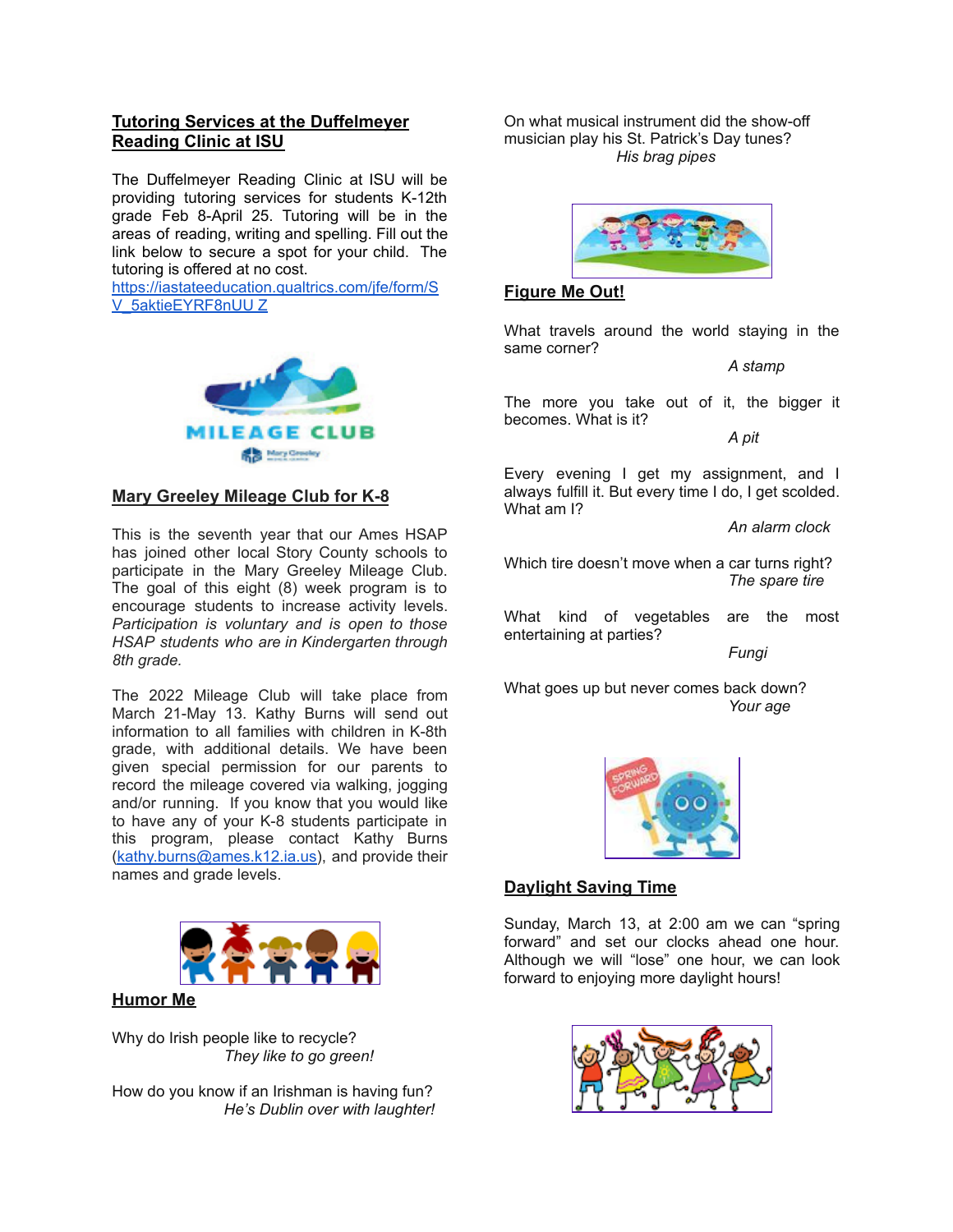## Tutoring Services at the Duffelmeyer Reading Clinic at ISU

The Duffelmeyer Reading Clinic at ISU will be providing tutoring services for students K-12th grade Feb 8-April 25. Tutoring will be in the areas of reading, writing and spelling. Fill out the link below to secure a spot for your child. The tutoring is offered at no cost.
https://iastateeducation.qualtrics.com/jfe/form/SV_5aktieEYRF8nUUZ

## Mary Greeley Mileage Club for K-8

This is the seventh year that our Ames HSAP has joined other local Story County schools to participate in the Mary Greeley Mileage Club. The goal of this eight (8) week program is to encourage students to increase activity levels. *Participation is voluntary and is open to those HSAP students who are in Kindergarten through 8th grade.*

The 2022 Mileage Club will take place from March 21-May 13. Kathy Burns will send out information to all families with children in K-8th grade, with additional details. We have been given special permission for our parents to record the mileage covered via walking, jogging and/or running. If you know that you would like to have any of your K-8 students participate in this program, please contact Kathy Burns (kathy.burns@ames.k12.ia.us), and provide their names and grade levels.

## Humor Me

Why do Irish people like to recycle?
*They like to go green!*

How do you know if an Irishman is having fun?
*He's Dublin over with laughter!*

On what musical instrument did the show-off musician play his St. Patrick's Day tunes?
*His brag pipes*

## Figure Me Out!

What travels around the world staying in the same corner?
*A stamp*

The more you take out of it, the bigger it becomes. What is it?
*A pit*

Every evening I get my assignment, and I always fulfill it. But every time I do, I get scolded. What am I?
*An alarm clock*

Which tire doesn't move when a car turns right?
*The spare tire*

What kind of vegetables are the most entertaining at parties?
*Fungi*

What goes up but never comes back down?
*Your age*

## Daylight Saving Time

Sunday, March 13, at 2:00 am we can "spring forward" and set our clocks ahead one hour. Although we will "lose" one hour, we can look forward to enjoying more daylight hours!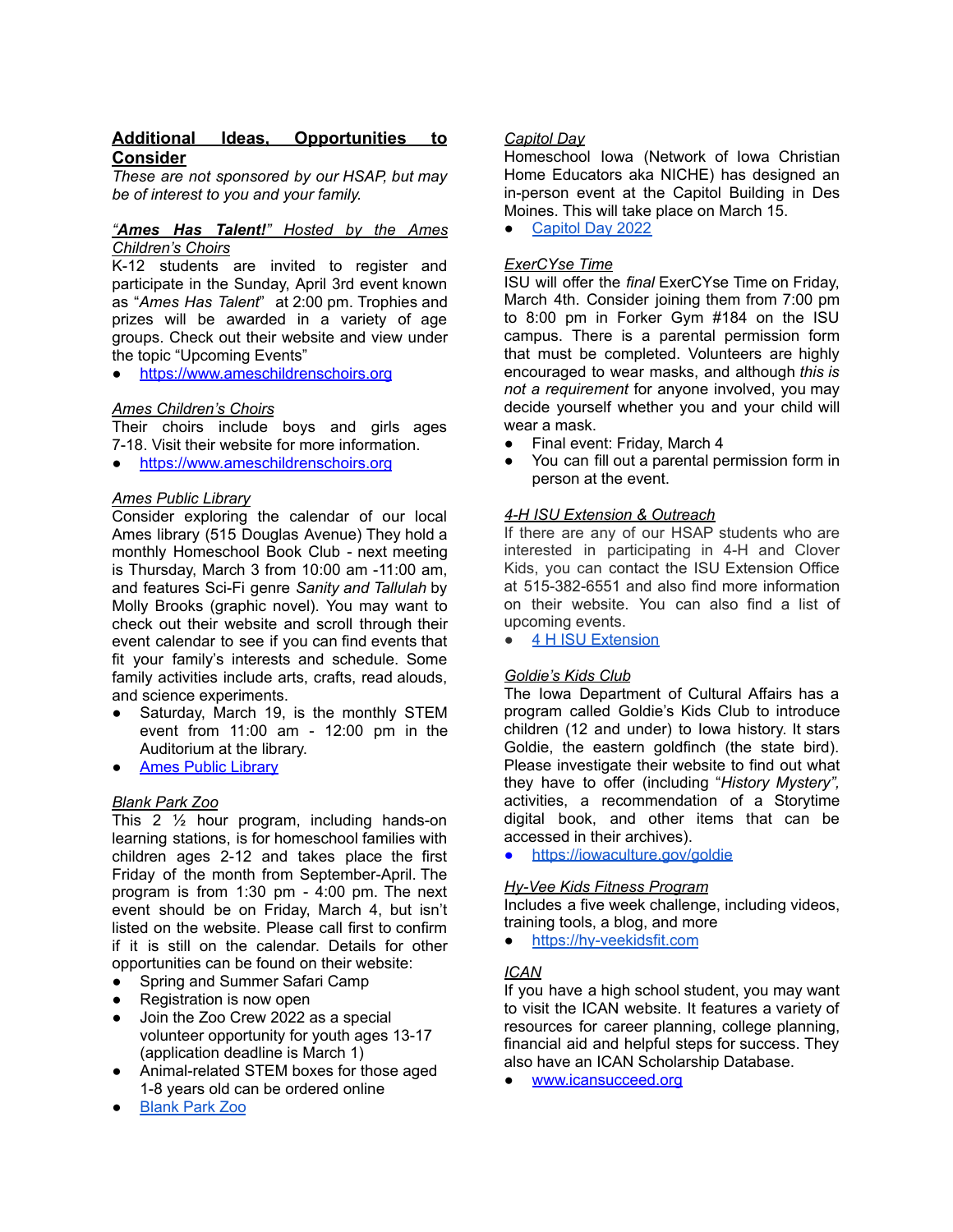## Additional Ideas, Opportunities to Consider

*These are not sponsored by our HSAP, but may be of interest to you and your family.*

***"Ames Has Talent!"*** *Hosted by the Ames Children's Choirs*

K-12 students are invited to register and participate in the Sunday, April 3rd event known as "*Ames Has Talent*" at 2:00 pm. Trophies and prizes will be awarded in a variety of age groups. Check out their website and view under the topic "Upcoming Events"

- https://www.ameschildrenschoirs.org

*Ames Children's Choirs*

Their choirs include boys and girls ages 7-18. Visit their website for more information.

- https://www.ameschildrenschoirs.org

*Ames Public Library*

Consider exploring the calendar of our local Ames library (515 Douglas Avenue) They hold a monthly Homeschool Book Club - next meeting is Thursday, March 3 from 10:00 am -11:00 am, and features Sci-Fi genre *Sanity and Tallulah* by Molly Brooks (graphic novel). You may want to check out their website and scroll through their event calendar to see if you can find events that fit your family's interests and schedule. Some family activities include arts, crafts, read alouds, and science experiments.

- Saturday, March 19, is the monthly STEM event from 11:00 am - 12:00 pm in the Auditorium at the library.
- Ames Public Library

*Blank Park Zoo*

This 2 ½ hour program, including hands-on learning stations, is for homeschool families with children ages 2-12 and takes place the first Friday of the month from September-April. The program is from 1:30 pm - 4:00 pm. The next event should be on Friday, March 4, but isn't listed on the website. Please call first to confirm if it is still on the calendar. Details for other opportunities can be found on their website:

- Spring and Summer Safari Camp
- Registration is now open
- Join the Zoo Crew 2022 as a special volunteer opportunity for youth ages 13-17 (application deadline is March 1)
- Animal-related STEM boxes for those aged 1-8 years old can be ordered online
- Blank Park Zoo

*Capitol Day*

Homeschool Iowa (Network of Iowa Christian Home Educators aka NICHE) has designed an in-person event at the Capitol Building in Des Moines. This will take place on March 15.

- Capitol Day 2022

*ExerCYse Time*

ISU will offer the *final* ExerCYse Time on Friday, March 4th. Consider joining them from 7:00 pm to 8:00 pm in Forker Gym #184 on the ISU campus. There is a parental permission form that must be completed. Volunteers are highly encouraged to wear masks, and although *this is not a requirement* for anyone involved, you may decide yourself whether you and your child will wear a mask.

- Final event: Friday, March 4
- You can fill out a parental permission form in person at the event.

*4-H ISU Extension & Outreach*

If there are any of our HSAP students who are interested in participating in 4-H and Clover Kids, you can contact the ISU Extension Office at 515-382-6551 and also find more information on their website. You can also find a list of upcoming events.

- 4 H ISU Extension

*Goldie's Kids Club*

The Iowa Department of Cultural Affairs has a program called Goldie's Kids Club to introduce children (12 and under) to Iowa history. It stars Goldie, the eastern goldfinch (the state bird). Please investigate their website to find out what they have to offer (including "*History Mystery",* activities, a recommendation of a Storytime digital book, and other items that can be accessed in their archives).

- https://iowaculture.gov/goldie

*Hy-Vee Kids Fitness Program*

Includes a five week challenge, including videos, training tools, a blog, and more

- https://hy-veekidsfit.com

*ICAN*

If you have a high school student, you may want to visit the ICAN website. It features a variety of resources for career planning, college planning, financial aid and helpful steps for success. They also have an ICAN Scholarship Database.

- www.icansucceed.org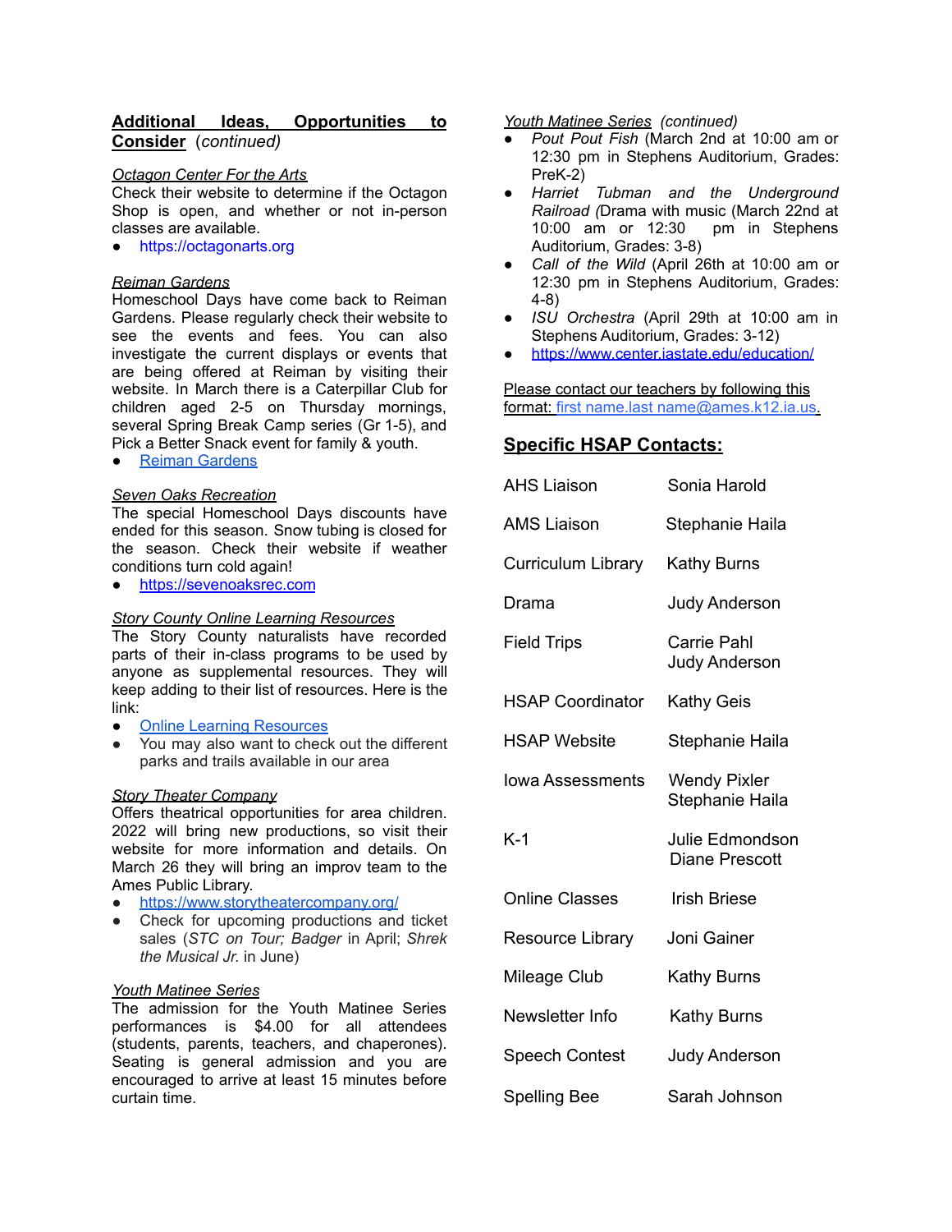## **Additional Ideas, Opportunities to Consider** (*continued*)

*Octagon Center For the Arts*

Check their website to determine if the Octagon Shop is open, and whether or not in-person classes are available.

- https://octagonarts.org

*Reiman Gardens*

Homeschool Days have come back to Reiman Gardens. Please regularly check their website to see the events and fees. You can also investigate the current displays or events that are being offered at Reiman by visiting their website. In March there is a Caterpillar Club for children aged 2-5 on Thursday mornings, several Spring Break Camp series (Gr 1-5), and Pick a Better Snack event for family & youth.

- Reiman Gardens

*Seven Oaks Recreation*

The special Homeschool Days discounts have ended for this season. Snow tubing is closed for the season. Check their website if weather conditions turn cold again!

- https://sevenoaksrec.com

*Story County Online Learning Resources*

The Story County naturalists have recorded parts of their in-class programs to be used by anyone as supplemental resources. They will keep adding to their list of resources. Here is the link:

- Online Learning Resources
- You may also want to check out the different parks and trails available in our area

*Story Theater Company*

Offers theatrical opportunities for area children. 2022 will bring new productions, so visit their website for more information and details. On March 26 they will bring an improv team to the Ames Public Library.

- https://www.storytheatercompany.org/
- Check for upcoming productions and ticket sales (*STC on Tour; Badger* in April; *Shrek the Musical Jr.* in June)

*Youth Matinee Series*

The admission for the Youth Matinee Series performances is $4.00 for all attendees (students, parents, teachers, and chaperones). Seating is general admission and you are encouraged to arrive at least 15 minutes before curtain time.

*Youth Matinee Series* (continued)

- *Pout Pout Fish* (March 2nd at 10:00 am or 12:30 pm in Stephens Auditorium, Grades: PreK-2)
- *Harriet Tubman and the Underground Railroad (*Drama with music (March 22nd at 10:00 am or 12:30 pm in Stephens Auditorium, Grades: 3-8)
- *Call of the Wild* (April 26th at 10:00 am or 12:30 pm in Stephens Auditorium, Grades: 4-8)
- *ISU Orchestra* (April 29th at 10:00 am in Stephens Auditorium, Grades: 3-12)
- https://www.center.iastate.edu/education/

Please contact our teachers by following this format: first name.last name@ames.k12.ia.us.

## **Specific HSAP Contacts:**

| | |
|---|---|
| AHS Liaison | Sonia Harold |
| AMS Liaison | Stephanie Haila |
| Curriculum Library | Kathy Burns |
| Drama | Judy Anderson |
| Field Trips | Carrie Pahl<br>Judy Anderson |
| HSAP Coordinator | Kathy Geis |
| HSAP Website | Stephanie Haila |
| Iowa Assessments | Wendy Pixler<br>Stephanie Haila |
| K-1 | Julie Edmondson<br>Diane Prescott |
| Online Classes | Irish Briese |
| Resource Library | Joni Gainer |
| Mileage Club | Kathy Burns |
| Newsletter Info | Kathy Burns |
| Speech Contest | Judy Anderson |
| Spelling Bee | Sarah Johnson |